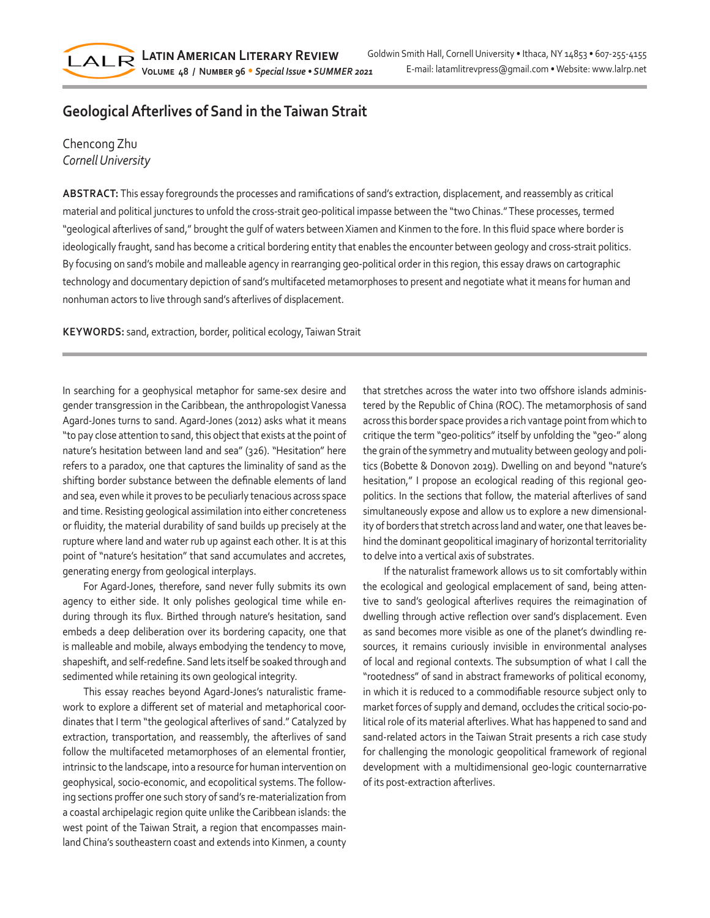# Geological Afterlives of Sand in the Taiwan Strait

Chencong Zhu
*Cornell University*

**ABSTRACT:** This essay foregrounds the processes and ramifications of sand's extraction, displacement, and reassembly as critical material and political junctures to unfold the cross-strait geo-political impasse between the "two Chinas." These processes, termed "geological afterlives of sand," brought the gulf of waters between Xiamen and Kinmen to the fore. In this fluid space where border is ideologically fraught, sand has become a critical bordering entity that enables the encounter between geology and cross-strait politics. By focusing on sand's mobile and malleable agency in rearranging geo-political order in this region, this essay draws on cartographic technology and documentary depiction of sand's multifaceted metamorphoses to present and negotiate what it means for human and nonhuman actors to live through sand's afterlives of displacement.

**KEYWORDS:** sand, extraction, border, political ecology, Taiwan Strait

In searching for a geophysical metaphor for same-sex desire and gender transgression in the Caribbean, the anthropologist Vanessa Agard-Jones turns to sand. Agard-Jones (2012) asks what it means "to pay close attention to sand, this object that exists at the point of nature's hesitation between land and sea" (326). "Hesitation" here refers to a paradox, one that captures the liminality of sand as the shifting border substance between the definable elements of land and sea, even while it proves to be peculiarly tenacious across space and time. Resisting geological assimilation into either concreteness or fluidity, the material durability of sand builds up precisely at the rupture where land and water rub up against each other. It is at this point of "nature's hesitation" that sand accumulates and accretes, generating energy from geological interplays.

For Agard-Jones, therefore, sand never fully submits its own agency to either side. It only polishes geological time while enduring through its flux. Birthed through nature's hesitation, sand embeds a deep deliberation over its bordering capacity, one that is malleable and mobile, always embodying the tendency to move, shapeshift, and self-redefine. Sand lets itself be soaked through and sedimented while retaining its own geological integrity.

This essay reaches beyond Agard-Jones's naturalistic framework to explore a different set of material and metaphorical coordinates that I term "the geological afterlives of sand." Catalyzed by extraction, transportation, and reassembly, the afterlives of sand follow the multifaceted metamorphoses of an elemental frontier, intrinsic to the landscape, into a resource for human intervention on geophysical, socio-economic, and ecopolitical systems. The following sections proffer one such story of sand's re-materialization from a coastal archipelagic region quite unlike the Caribbean islands: the west point of the Taiwan Strait, a region that encompasses mainland China's southeastern coast and extends into Kinmen, a county that stretches across the water into two offshore islands administered by the Republic of China (ROC). The metamorphosis of sand across this border space provides a rich vantage point from which to critique the term "geo-politics" itself by unfolding the "geo-" along the grain of the symmetry and mutuality between geology and politics (Bobette & Donovon 2019). Dwelling on and beyond "nature's hesitation," I propose an ecological reading of this regional geo-politics. In the sections that follow, the material afterlives of sand simultaneously expose and allow us to explore a new dimensionality of borders that stretch across land and water, one that leaves behind the dominant geopolitical imaginary of horizontal territoriality to delve into a vertical axis of substrates.

If the naturalist framework allows us to sit comfortably within the ecological and geological emplacement of sand, being attentive to sand's geological afterlives requires the reimagination of dwelling through active reflection over sand's displacement. Even as sand becomes more visible as one of the planet's dwindling resources, it remains curiously invisible in environmental analyses of local and regional contexts. The subsumption of what I call the "rootedness" of sand in abstract frameworks of political economy, in which it is reduced to a commodifiable resource subject only to market forces of supply and demand, occludes the critical socio-political role of its material afterlives. What has happened to sand and sand-related actors in the Taiwan Strait presents a rich case study for challenging the monologic geopolitical framework of regional development with a multidimensional geo-logic counternarrative of its post-extraction afterlives.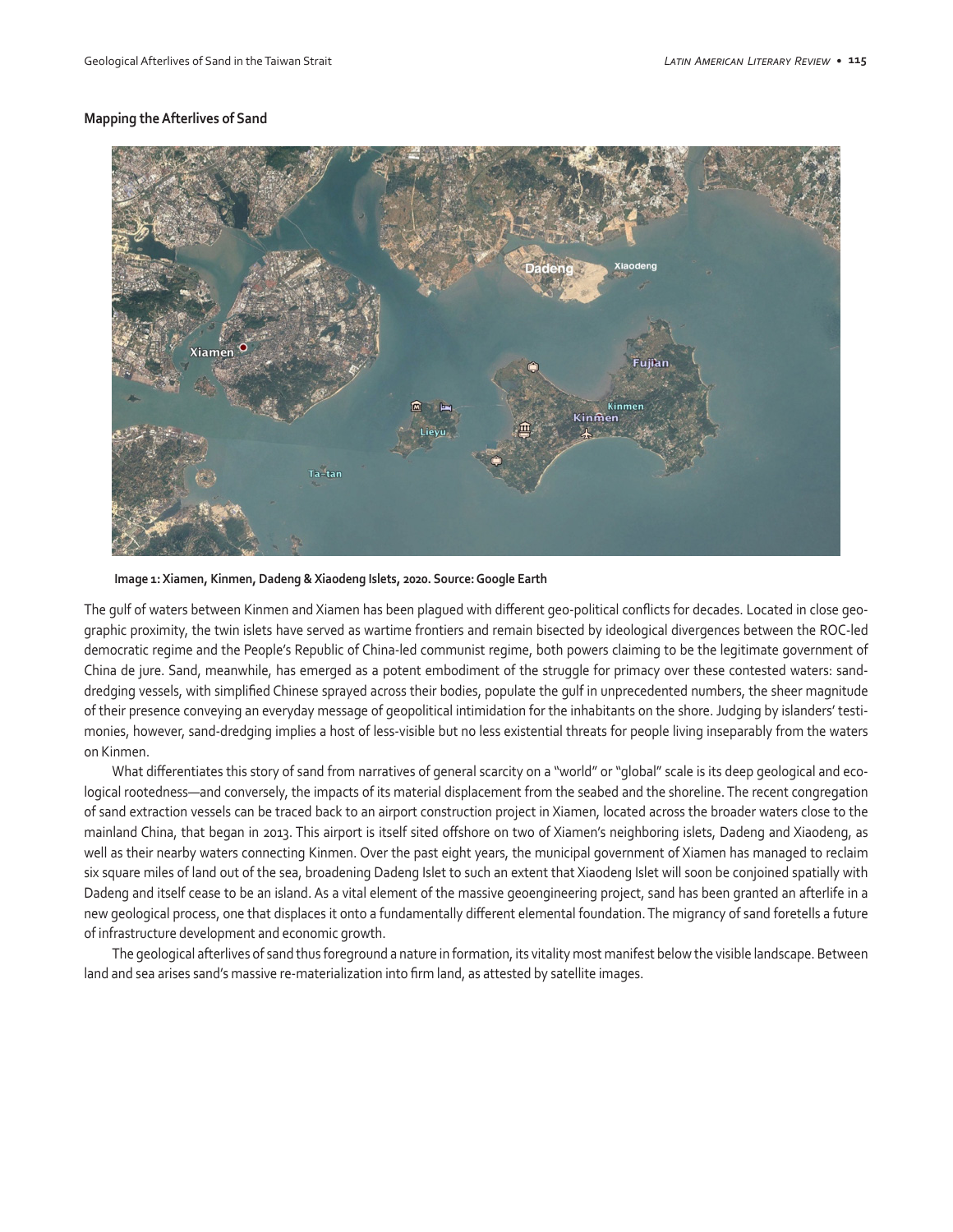**Mapping the Afterlives of Sand**

**Image 1: Xiamen, Kinmen, Dadeng & Xiaodeng Islets, 2020. Source: Google Earth**

The gulf of waters between Kinmen and Xiamen has been plagued with different geo-political conflicts for decades. Located in close geographic proximity, the twin islets have served as wartime frontiers and remain bisected by ideological divergences between the ROC-led democratic regime and the People's Republic of China-led communist regime, both powers claiming to be the legitimate government of China de jure. Sand, meanwhile, has emerged as a potent embodiment of the struggle for primacy over these contested waters: sand-dredging vessels, with simplified Chinese sprayed across their bodies, populate the gulf in unprecedented numbers, the sheer magnitude of their presence conveying an everyday message of geopolitical intimidation for the inhabitants on the shore. Judging by islanders' testimonies, however, sand-dredging implies a host of less-visible but no less existential threats for people living inseparably from the waters on Kinmen.

What differentiates this story of sand from narratives of general scarcity on a "world" or "global" scale is its deep geological and ecological rootedness—and conversely, the impacts of its material displacement from the seabed and the shoreline. The recent congregation of sand extraction vessels can be traced back to an airport construction project in Xiamen, located across the broader waters close to the mainland China, that began in 2013. This airport is itself sited offshore on two of Xiamen's neighboring islets, Dadeng and Xiaodeng, as well as their nearby waters connecting Kinmen. Over the past eight years, the municipal government of Xiamen has managed to reclaim six square miles of land out of the sea, broadening Dadeng Islet to such an extent that Xiaodeng Islet will soon be conjoined spatially with Dadeng and itself cease to be an island. As a vital element of the massive geoengineering project, sand has been granted an afterlife in a new geological process, one that displaces it onto a fundamentally different elemental foundation. The migrancy of sand foretells a future of infrastructure development and economic growth.

The geological afterlives of sand thus foreground a nature in formation, its vitality most manifest below the visible landscape. Between land and sea arises sand's massive re-materialization into firm land, as attested by satellite images.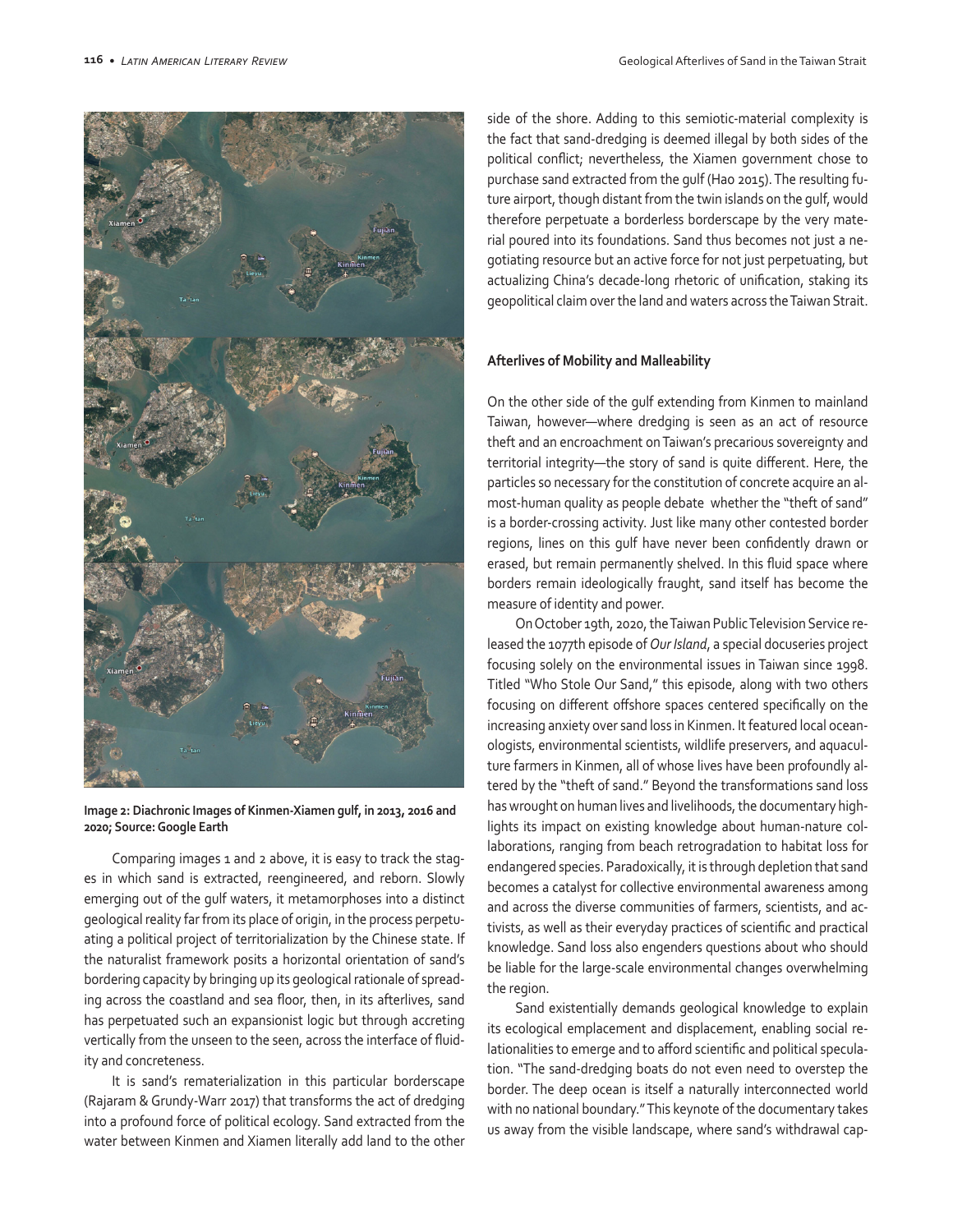Image 2: Diachronic Images of Kinmen-Xiamen gulf, in 2013, 2016 and 2020; Source: Google Earth

Comparing images 1 and 2 above, it is easy to track the stages in which sand is extracted, reengineered, and reborn. Slowly emerging out of the gulf waters, it metamorphoses into a distinct geological reality far from its place of origin, in the process perpetuating a political project of territorialization by the Chinese state. If the naturalist framework posits a horizontal orientation of sand's bordering capacity by bringing up its geological rationale of spreading across the coastland and sea floor, then, in its afterlives, sand has perpetuated such an expansionist logic but through accreting vertically from the unseen to the seen, across the interface of fluidity and concreteness.

It is sand's rematerialization in this particular borderscape (Rajaram & Grundy-Warr 2017) that transforms the act of dredging into a profound force of political ecology. Sand extracted from the water between Kinmen and Xiamen literally add land to the other side of the shore. Adding to this semiotic-material complexity is the fact that sand-dredging is deemed illegal by both sides of the political conflict; nevertheless, the Xiamen government chose to purchase sand extracted from the gulf (Hao 2015). The resulting future airport, though distant from the twin islands on the gulf, would therefore perpetuate a borderless borderscape by the very material poured into its foundations. Sand thus becomes not just a negotiating resource but an active force for not just perpetuating, but actualizing China's decade-long rhetoric of unification, staking its geopolitical claim over the land and waters across the Taiwan Strait.

**Afterlives of Mobility and Malleability**

On the other side of the gulf extending from Kinmen to mainland Taiwan, however—where dredging is seen as an act of resource theft and an encroachment on Taiwan's precarious sovereignty and territorial integrity—the story of sand is quite different. Here, the particles so necessary for the constitution of concrete acquire an almost-human quality as people debate whether the "theft of sand" is a border-crossing activity. Just like many other contested border regions, lines on this gulf have never been confidently drawn or erased, but remain permanently shelved. In this fluid space where borders remain ideologically fraught, sand itself has become the measure of identity and power.

On October 19th, 2020, the Taiwan Public Television Service released the 1077th episode of *Our Island*, a special docuseries project focusing solely on the environmental issues in Taiwan since 1998. Titled "Who Stole Our Sand," this episode, along with two others focusing on different offshore spaces centered specifically on the increasing anxiety over sand loss in Kinmen. It featured local oceanologists, environmental scientists, wildlife preservers, and aquaculture farmers in Kinmen, all of whose lives have been profoundly altered by the "theft of sand." Beyond the transformations sand loss has wrought on human lives and livelihoods, the documentary highlights its impact on existing knowledge about human-nature collaborations, ranging from beach retrogradation to habitat loss for endangered species. Paradoxically, it is through depletion that sand becomes a catalyst for collective environmental awareness among and across the diverse communities of farmers, scientists, and activists, as well as their everyday practices of scientific and practical knowledge. Sand loss also engenders questions about who should be liable for the large-scale environmental changes overwhelming the region.

Sand existentially demands geological knowledge to explain its ecological emplacement and displacement, enabling social relationalities to emerge and to afford scientific and political speculation. "The sand-dredging boats do not even need to overstep the border. The deep ocean is itself a naturally interconnected world with no national boundary." This keynote of the documentary takes us away from the visible landscape, where sand's withdrawal cap-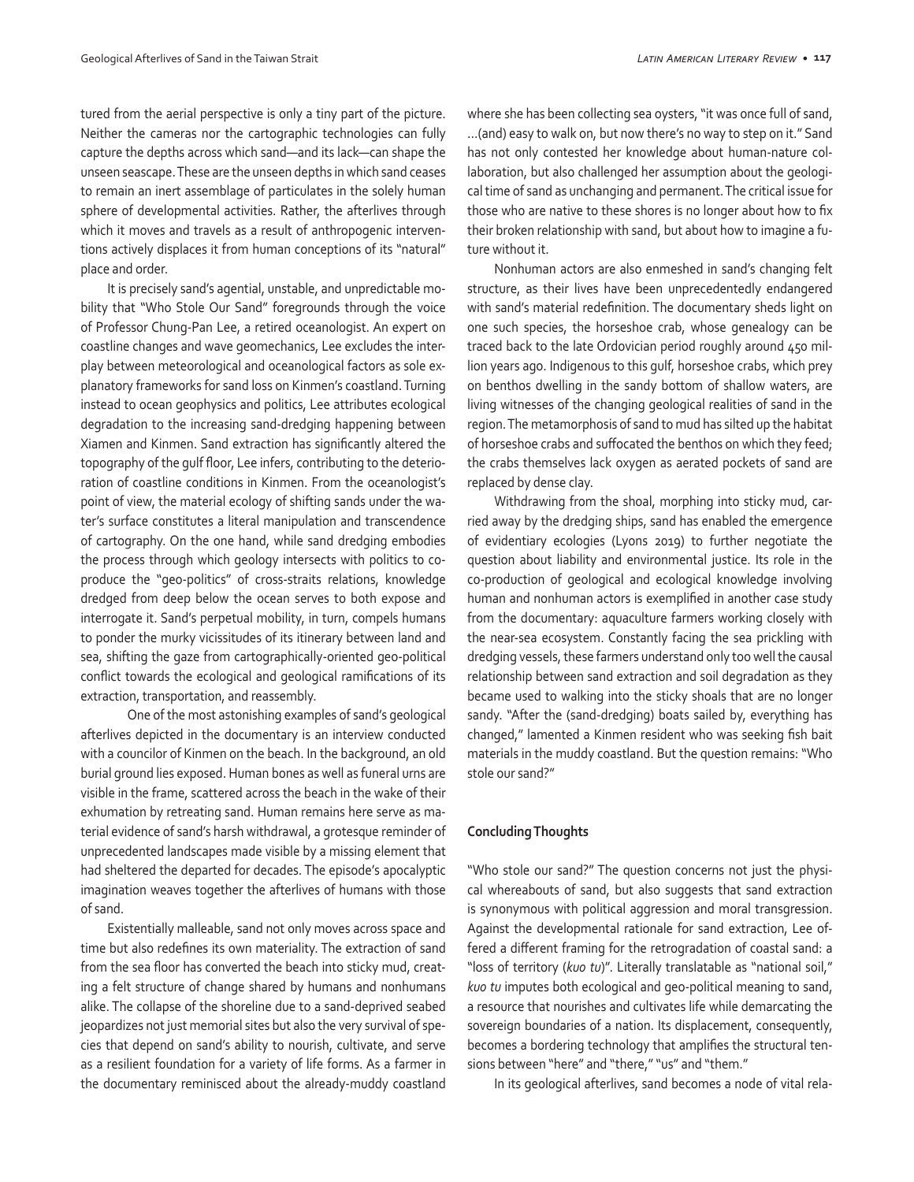tured from the aerial perspective is only a tiny part of the picture. Neither the cameras nor the cartographic technologies can fully capture the depths across which sand—and its lack—can shape the unseen seascape. These are the unseen depths in which sand ceases to remain an inert assemblage of particulates in the solely human sphere of developmental activities. Rather, the afterlives through which it moves and travels as a result of anthropogenic interventions actively displaces it from human conceptions of its "natural" place and order.

It is precisely sand's agential, unstable, and unpredictable mobility that "Who Stole Our Sand" foregrounds through the voice of Professor Chung-Pan Lee, a retired oceanologist. An expert on coastline changes and wave geomechanics, Lee excludes the interplay between meteorological and oceanological factors as sole explanatory frameworks for sand loss on Kinmen's coastland. Turning instead to ocean geophysics and politics, Lee attributes ecological degradation to the increasing sand-dredging happening between Xiamen and Kinmen. Sand extraction has significantly altered the topography of the gulf floor, Lee infers, contributing to the deterioration of coastline conditions in Kinmen. From the oceanologist's point of view, the material ecology of shifting sands under the water's surface constitutes a literal manipulation and transcendence of cartography. On the one hand, while sand dredging embodies the process through which geology intersects with politics to co-produce the "geo-politics" of cross-straits relations, knowledge dredged from deep below the ocean serves to both expose and interrogate it. Sand's perpetual mobility, in turn, compels humans to ponder the murky vicissitudes of its itinerary between land and sea, shifting the gaze from cartographically-oriented geo-political conflict towards the ecological and geological ramifications of its extraction, transportation, and reassembly.

One of the most astonishing examples of sand's geological afterlives depicted in the documentary is an interview conducted with a councilor of Kinmen on the beach. In the background, an old burial ground lies exposed. Human bones as well as funeral urns are visible in the frame, scattered across the beach in the wake of their exhumation by retreating sand. Human remains here serve as material evidence of sand's harsh withdrawal, a grotesque reminder of unprecedented landscapes made visible by a missing element that had sheltered the departed for decades. The episode's apocalyptic imagination weaves together the afterlives of humans with those of sand.

Existentially malleable, sand not only moves across space and time but also redefines its own materiality. The extraction of sand from the sea floor has converted the beach into sticky mud, creating a felt structure of change shared by humans and nonhumans alike. The collapse of the shoreline due to a sand-deprived seabed jeopardizes not just memorial sites but also the very survival of species that depend on sand's ability to nourish, cultivate, and serve as a resilient foundation for a variety of life forms. As a farmer in the documentary reminisced about the already-muddy coastland where she has been collecting sea oysters, "it was once full of sand, …(and) easy to walk on, but now there's no way to step on it." Sand has not only contested her knowledge about human-nature collaboration, but also challenged her assumption about the geological time of sand as unchanging and permanent. The critical issue for those who are native to these shores is no longer about how to fix their broken relationship with sand, but about how to imagine a future without it.

Nonhuman actors are also enmeshed in sand's changing felt structure, as their lives have been unprecedentedly endangered with sand's material redefinition. The documentary sheds light on one such species, the horseshoe crab, whose genealogy can be traced back to the late Ordovician period roughly around 450 million years ago. Indigenous to this gulf, horseshoe crabs, which prey on benthos dwelling in the sandy bottom of shallow waters, are living witnesses of the changing geological realities of sand in the region. The metamorphosis of sand to mud has silted up the habitat of horseshoe crabs and suffocated the benthos on which they feed; the crabs themselves lack oxygen as aerated pockets of sand are replaced by dense clay.

Withdrawing from the shoal, morphing into sticky mud, carried away by the dredging ships, sand has enabled the emergence of evidentiary ecologies (Lyons 2019) to further negotiate the question about liability and environmental justice. Its role in the co-production of geological and ecological knowledge involving human and nonhuman actors is exemplified in another case study from the documentary: aquaculture farmers working closely with the near-sea ecosystem. Constantly facing the sea prickling with dredging vessels, these farmers understand only too well the causal relationship between sand extraction and soil degradation as they became used to walking into the sticky shoals that are no longer sandy. "After the (sand-dredging) boats sailed by, everything has changed," lamented a Kinmen resident who was seeking fish bait materials in the muddy coastland. But the question remains: "Who stole our sand?"

## Concluding Thoughts

"Who stole our sand?" The question concerns not just the physical whereabouts of sand, but also suggests that sand extraction is synonymous with political aggression and moral transgression. Against the developmental rationale for sand extraction, Lee offered a different framing for the retrogradation of coastal sand: a "loss of territory (*kuo tu*)". Literally translatable as "national soil," *kuo tu* imputes both ecological and geo-political meaning to sand, a resource that nourishes and cultivates life while demarcating the sovereign boundaries of a nation. Its displacement, consequently, becomes a bordering technology that amplifies the structural tensions between "here" and "there," "us" and "them."

In its geological afterlives, sand becomes a node of vital rela-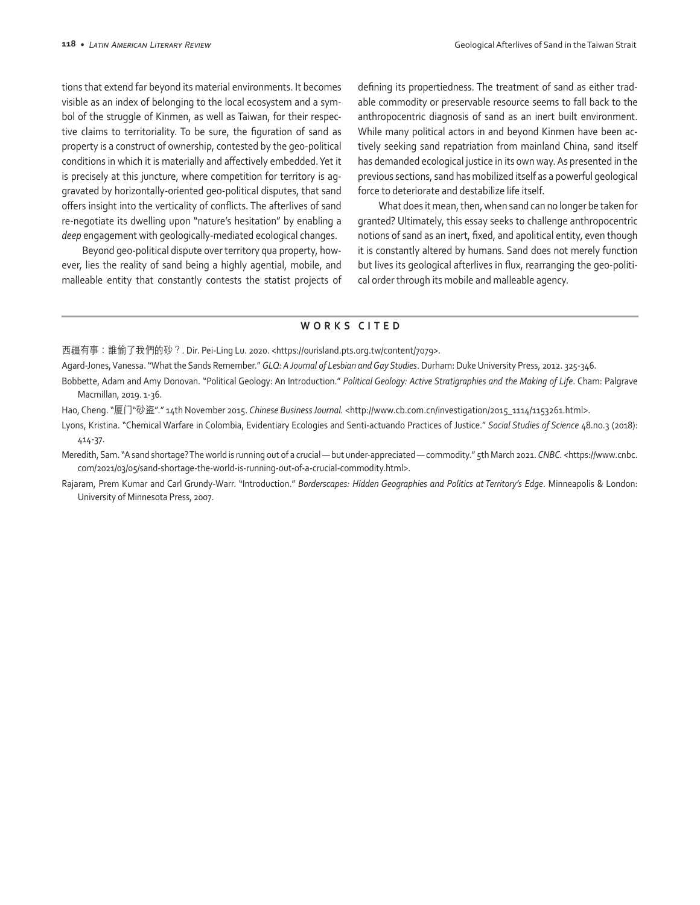tions that extend far beyond its material environments. It becomes visible as an index of belonging to the local ecosystem and a symbol of the struggle of Kinmen, as well as Taiwan, for their respective claims to territoriality. To be sure, the figuration of sand as property is a construct of ownership, contested by the geo-political conditions in which it is materially and affectively embedded. Yet it is precisely at this juncture, where competition for territory is aggravated by horizontally-oriented geo-political disputes, that sand offers insight into the verticality of conflicts. The afterlives of sand re-negotiate its dwelling upon "nature's hesitation" by enabling a *deep* engagement with geologically-mediated ecological changes.

Beyond geo-political dispute over territory qua property, however, lies the reality of sand being a highly agential, mobile, and malleable entity that constantly contests the statist projects of defining its propertiedness. The treatment of sand as either tradable commodity or preservable resource seems to fall back to the anthropocentric diagnosis of sand as an inert built environment. While many political actors in and beyond Kinmen have been actively seeking sand repatriation from mainland China, sand itself has demanded ecological justice in its own way. As presented in the previous sections, sand has mobilized itself as a powerful geological force to deteriorate and destabilize life itself.

What does it mean, then, when sand can no longer be taken for granted? Ultimately, this essay seeks to challenge anthropocentric notions of sand as an inert, fixed, and apolitical entity, even though it is constantly altered by humans. Sand does not merely function but lives its geological afterlives in flux, rearranging the geo-political order through its mobile and malleable agency.

## WORKS CITED

西疆有事：誰偷了我們的砂？. Dir. Pei-Ling Lu. 2020. <https://ourisland.pts.org.tw/content/7079>.

Agard-Jones, Vanessa. "What the Sands Remember." *GLQ: A Journal of Lesbian and Gay Studies*. Durham: Duke University Press, 2012. 325-346.

Bobbette, Adam and Amy Donovan. "Political Geology: An Introduction." *Political Geology: Active Stratigraphies and the Making of Life*. Cham: Palgrave Macmillan, 2019. 1-36.

Hao, Cheng. "厦门"砂盗"." 14th November 2015. *Chinese Business Journal.* <http://www.cb.com.cn/investigation/2015_1114/1153261.html>.

Lyons, Kristina. "Chemical Warfare in Colombia, Evidentiary Ecologies and Senti-actuando Practices of Justice." *Social Studies of Science* 48.no.3 (2018): 414-37.

Meredith, Sam. "A sand shortage? The world is running out of a crucial — but under-appreciated — commodity." 5th March 2021. *CNBC*. <https://www.cnbc.com/2021/03/05/sand-shortage-the-world-is-running-out-of-a-crucial-commodity.html>.

Rajaram, Prem Kumar and Carl Grundy-Warr. "Introduction." *Borderscapes: Hidden Geographies and Politics at Territory's Edge*. Minneapolis & London: University of Minnesota Press, 2007.